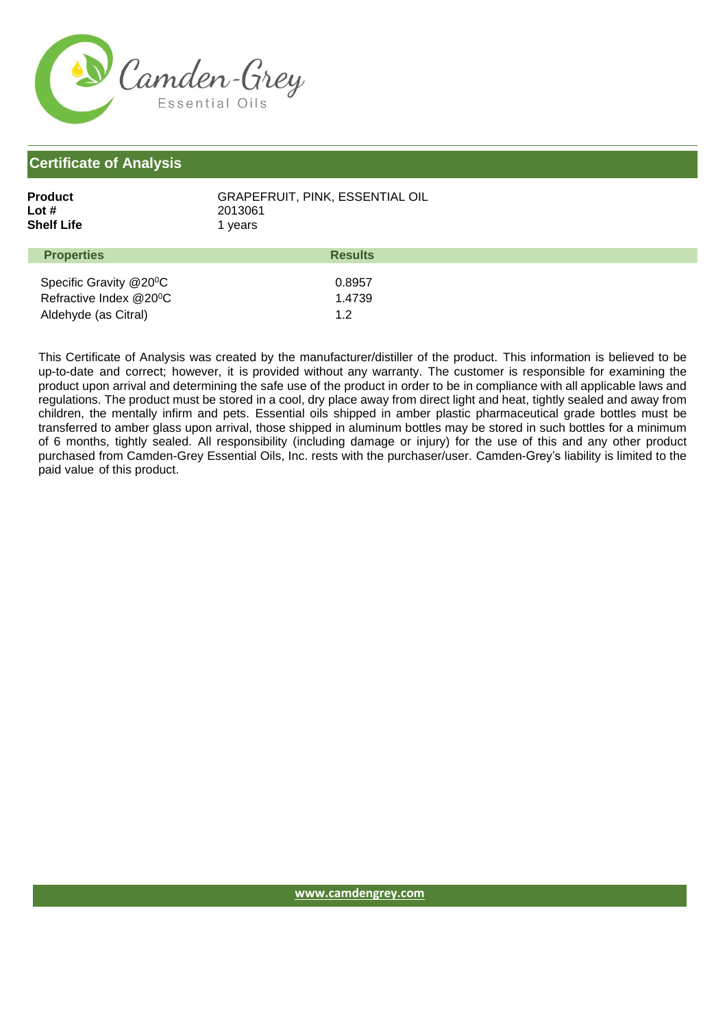Camden-Grey
Essential Oils

## Certificate of Analysis

**Product** GRAPEFRUIT, PINK, ESSENTIAL OIL
**Lot #** 2013061
**Shelf Life** 1 years

| Properties | Results |
|---|---|
| Specific Gravity @20$^{0}$C | 0.8957 |
| Refractive Index @20$^{0}$C | 1.4739 |
| Aldehyde (as Citral) | 1.2 |

This Certificate of Analysis was created by the manufacturer/distiller of the product. This information is believed to be up-to-date and correct; however, it is provided without any warranty. The customer is responsible for examining the product upon arrival and determining the safe use of the product in order to be in compliance with all applicable laws and regulations. The product must be stored in a cool, dry place away from direct light and heat, tightly sealed and away from children, the mentally infirm and pets. Essential oils shipped in amber plastic pharmaceutical grade bottles must be transferred to amber glass upon arrival, those shipped in aluminum bottles may be stored in such bottles for a minimum of 6 months, tightly sealed. All responsibility (including damage or injury) for the use of this and any other product purchased from Camden-Grey Essential Oils, Inc. rests with the purchaser/user. Camden-Grey's liability is limited to the paid value of this product.

www.camdengrey.com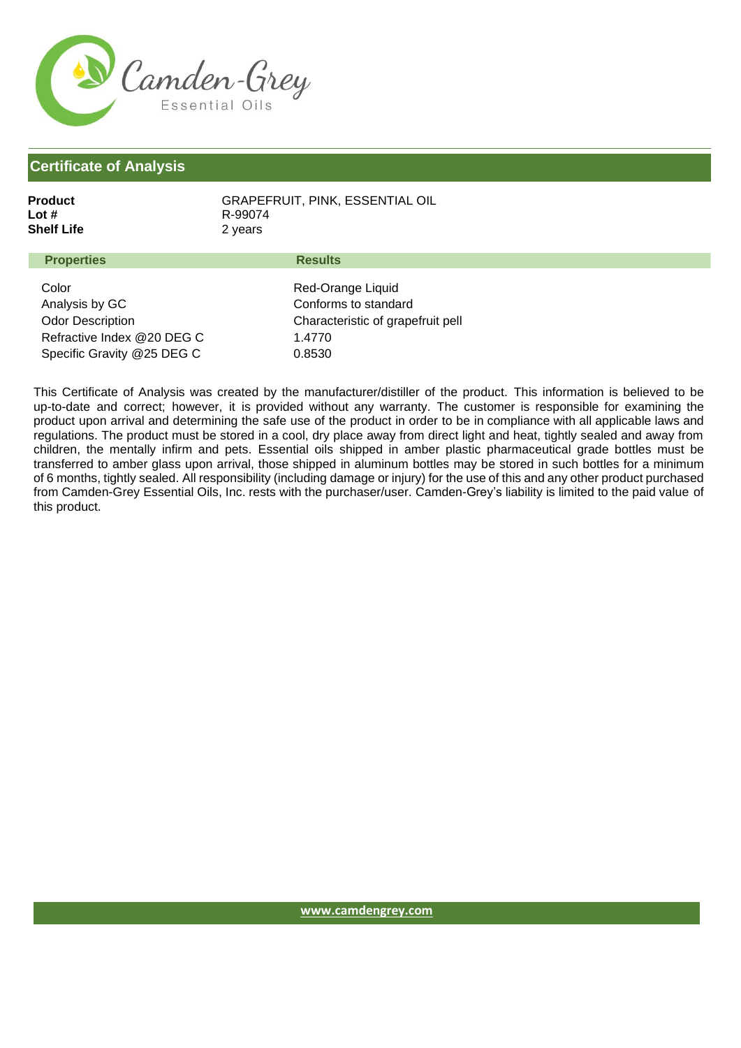Camden-Grey
Essential Oils

## Certificate of Analysis

| | |
|---|---|
| **Product** | GRAPEFRUIT, PINK, ESSENTIAL OIL |
| **Lot #** | R-99074 |
| **Shelf Life** | 2 years |

| Properties | Results |
|---|---|
| Color | Red-Orange Liquid |
| Analysis by GC | Conforms to standard |
| Odor Description | Characteristic of grapefruit pell |
| Refractive Index @20 DEG C | 1.4770 |
| Specific Gravity @25 DEG C | 0.8530 |

This Certificate of Analysis was created by the manufacturer/distiller of the product. This information is believed to be up-to-date and correct; however, it is provided without any warranty. The customer is responsible for examining the product upon arrival and determining the safe use of the product in order to be in compliance with all applicable laws and regulations. The product must be stored in a cool, dry place away from direct light and heat, tightly sealed and away from children, the mentally infirm and pets. Essential oils shipped in amber plastic pharmaceutical grade bottles must be transferred to amber glass upon arrival, those shipped in aluminum bottles may be stored in such bottles for a minimum of 6 months, tightly sealed. All responsibility (including damage or injury) for the use of this and any other product purchased from Camden-Grey Essential Oils, Inc. rests with the purchaser/user. Camden-Grey's liability is limited to the paid value of this product.

www.camdengrey.com